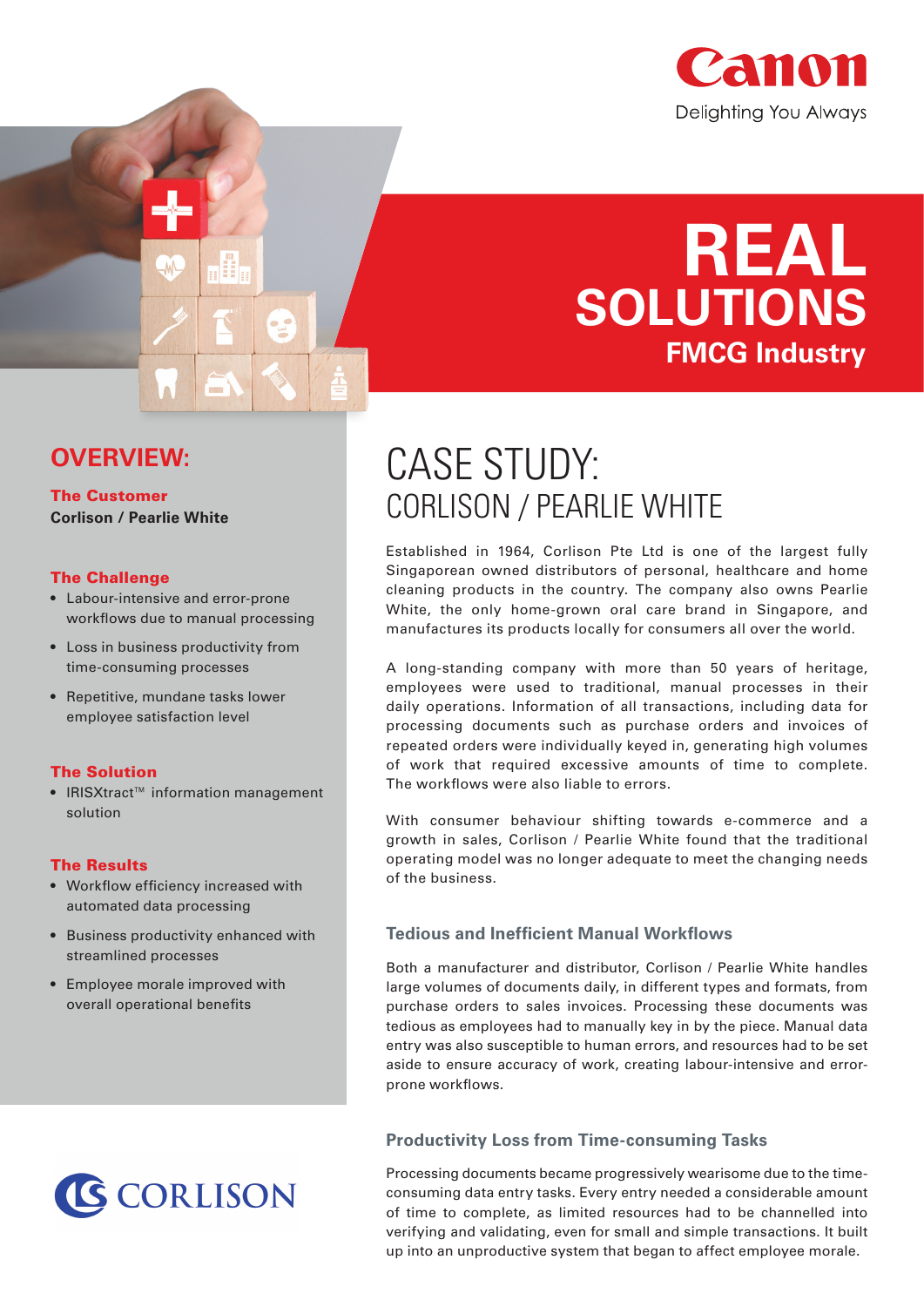Canon

Delighting You Always

# REAL SOLUTIONS

## FMCG Industry

## OVERVIEW:

### The Customer

**Corlison / Pearlie White**

### The Challenge

- Labour-intensive and error-prone workflows due to manual processing
- Loss in business productivity from time-consuming processes
- Repetitive, mundane tasks lower employee satisfaction level

### The Solution

- IRISXtract™ information management solution

### The Results

- Workflow efficiency increased with automated data processing
- Business productivity enhanced with streamlined processes
- Employee morale improved with overall operational benefits

CORLISON

# CASE STUDY: CORLISON / PEARLIE WHITE

Established in 1964, Corlison Pte Ltd is one of the largest fully Singaporean owned distributors of personal, healthcare and home cleaning products in the country. The company also owns Pearlie White, the only home-grown oral care brand in Singapore, and manufactures its products locally for consumers all over the world.

A long-standing company with more than 50 years of heritage, employees were used to traditional, manual processes in their daily operations. Information of all transactions, including data for processing documents such as purchase orders and invoices of repeated orders were individually keyed in, generating high volumes of work that required excessive amounts of time to complete. The workflows were also liable to errors.

With consumer behaviour shifting towards e-commerce and a growth in sales, Corlison / Pearlie White found that the traditional operating model was no longer adequate to meet the changing needs of the business.

### Tedious and Inefficient Manual Workflows

Both a manufacturer and distributor, Corlison / Pearlie White handles large volumes of documents daily, in different types and formats, from purchase orders to sales invoices. Processing these documents was tedious as employees had to manually key in by the piece. Manual data entry was also susceptible to human errors, and resources had to be set aside to ensure accuracy of work, creating labour-intensive and error-prone workflows.

### Productivity Loss from Time-consuming Tasks

Processing documents became progressively wearisome due to the time-consuming data entry tasks. Every entry needed a considerable amount of time to complete, as limited resources had to be channelled into verifying and validating, even for small and simple transactions. It built up into an unproductive system that began to affect employee morale.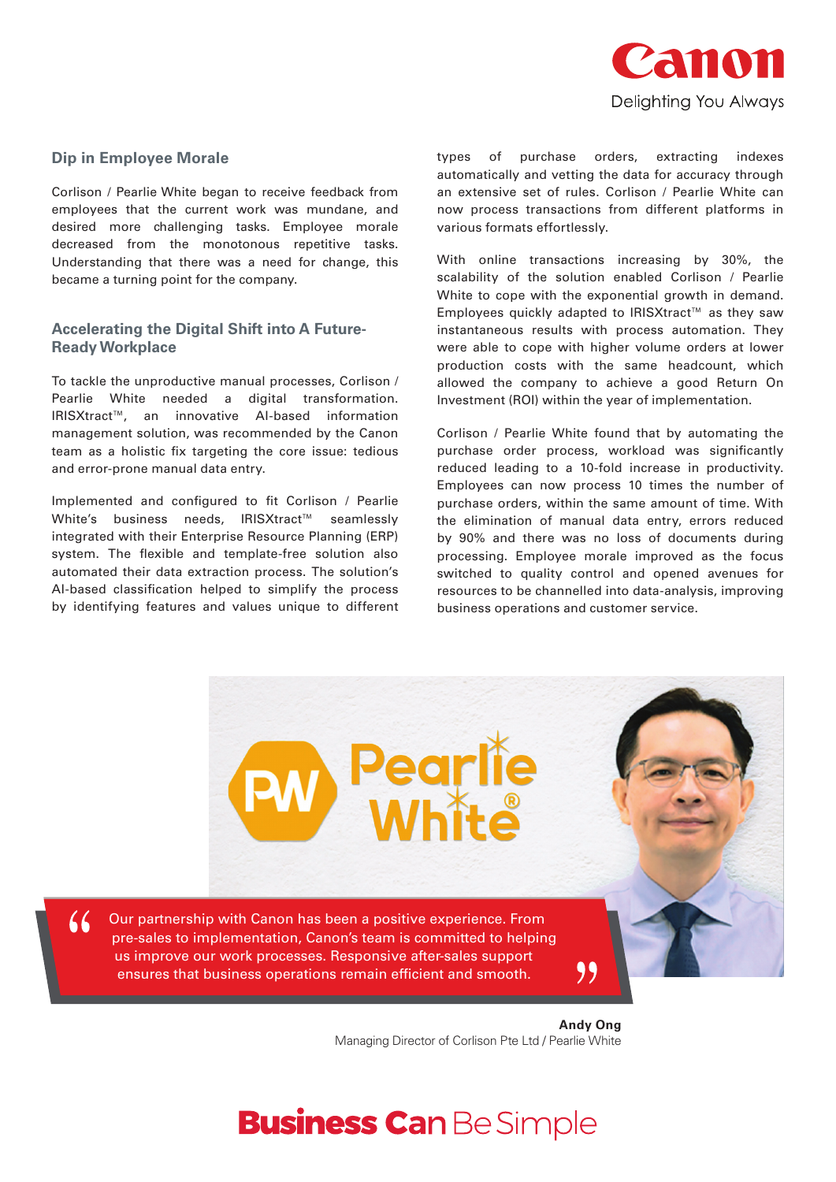## Dip in Employee Morale

Corlison / Pearlie White began to receive feedback from employees that the current work was mundane, and desired more challenging tasks. Employee morale decreased from the monotonous repetitive tasks. Understanding that there was a need for change, this became a turning point for the company.

## Accelerating the Digital Shift into A Future-Ready Workplace

To tackle the unproductive manual processes, Corlison / Pearlie White needed a digital transformation. IRISXtract™, an innovative AI-based information management solution, was recommended by the Canon team as a holistic fix targeting the core issue: tedious and error-prone manual data entry.

Implemented and configured to fit Corlison / Pearlie White's business needs, IRISXtract™ seamlessly integrated with their Enterprise Resource Planning (ERP) system. The flexible and template-free solution also automated their data extraction process. The solution's AI-based classification helped to simplify the process by identifying features and values unique to different types of purchase orders, extracting indexes automatically and vetting the data for accuracy through an extensive set of rules. Corlison / Pearlie White can now process transactions from different platforms in various formats effortlessly.

With online transactions increasing by 30%, the scalability of the solution enabled Corlison / Pearlie White to cope with the exponential growth in demand. Employees quickly adapted to IRISXtract™ as they saw instantaneous results with process automation. They were able to cope with higher volume orders at lower production costs with the same headcount, which allowed the company to achieve a good Return On Investment (ROI) within the year of implementation.

Corlison / Pearlie White found that by automating the purchase order process, workload was significantly reduced leading to a 10-fold increase in productivity. Employees can now process 10 times the number of purchase orders, within the same amount of time. With the elimination of manual data entry, errors reduced by 90% and there was no loss of documents during processing. Employee morale improved as the focus switched to quality control and opened avenues for resources to be channelled into data-analysis, improving business operations and customer service.

> "Our partnership with Canon has been a positive experience. From pre-sales to implementation, Canon's team is committed to helping us improve our work processes. Responsive after-sales support ensures that business operations remain efficient and smooth."

**Andy Ong**
Managing Director of Corlison Pte Ltd / Pearlie White

**Business Can** Be Simple